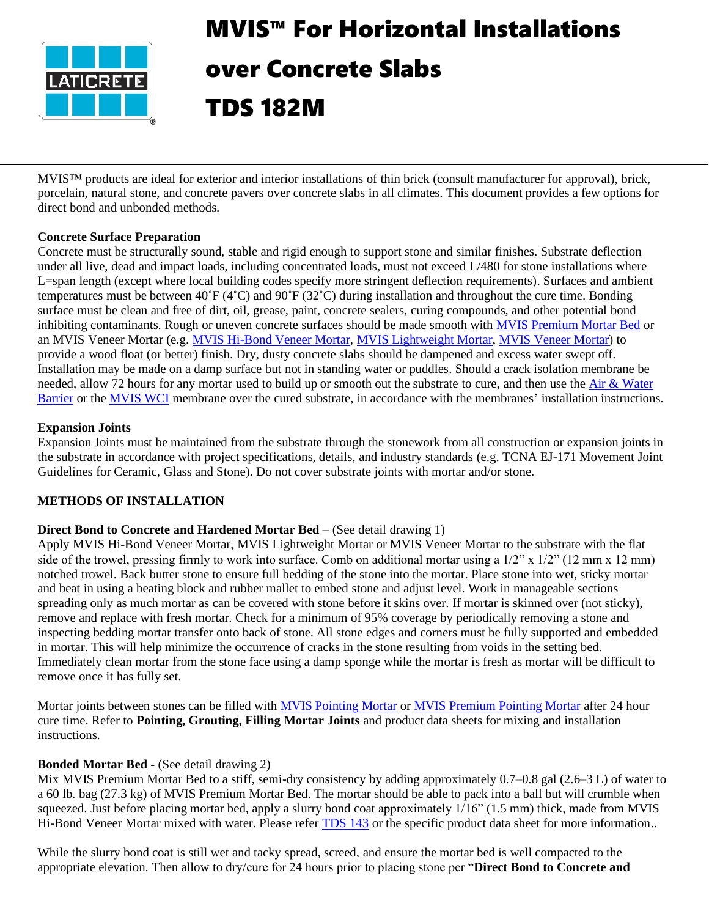# MVIS™ For Horizontal Installations over Concrete Slabs

# TDS 182M

MVIS™ products are ideal for exterior and interior installations of thin brick (consult manufacturer for approval), brick, porcelain, natural stone, and concrete pavers over concrete slabs in all climates. This document provides a few options for direct bond and unbonded methods.

**Concrete Surface Preparation**

Concrete must be structurally sound, stable and rigid enough to support stone and similar finishes. Substrate deflection under all live, dead and impact loads, including concentrated loads, must not exceed L/480 for stone installations where L=span length (except where local building codes specify more stringent deflection requirements). Surfaces and ambient temperatures must be between 40˚F (4˚C) and 90˚F (32˚C) during installation and throughout the cure time. Bonding surface must be clean and free of dirt, oil, grease, paint, concrete sealers, curing compounds, and other potential bond inhibiting contaminants. Rough or uneven concrete surfaces should be made smooth with MVIS Premium Mortar Bed or an MVIS Veneer Mortar (e.g. MVIS Hi-Bond Veneer Mortar, MVIS Lightweight Mortar, MVIS Veneer Mortar) to provide a wood float (or better) finish. Dry, dusty concrete slabs should be dampened and excess water swept off. Installation may be made on a damp surface but not in standing water or puddles. Should a crack isolation membrane be needed, allow 72 hours for any mortar used to build up or smooth out the substrate to cure, and then use the Air & Water Barrier or the MVIS WCI membrane over the cured substrate, in accordance with the membranes' installation instructions.

**Expansion Joints**

Expansion Joints must be maintained from the substrate through the stonework from all construction or expansion joints in the substrate in accordance with project specifications, details, and industry standards (e.g. TCNA EJ-171 Movement Joint Guidelines for Ceramic, Glass and Stone). Do not cover substrate joints with mortar and/or stone.

**METHODS OF INSTALLATION**

**Direct Bond to Concrete and Hardened Mortar Bed** – (See detail drawing 1)

Apply MVIS Hi-Bond Veneer Mortar, MVIS Lightweight Mortar or MVIS Veneer Mortar to the substrate with the flat side of the trowel, pressing firmly to work into surface. Comb on additional mortar using a 1/2" x 1/2" (12 mm x 12 mm) notched trowel. Back butter stone to ensure full bedding of the stone into the mortar. Place stone into wet, sticky mortar and beat in using a beating block and rubber mallet to embed stone and adjust level. Work in manageable sections spreading only as much mortar as can be covered with stone before it skins over. If mortar is skinned over (not sticky), remove and replace with fresh mortar. Check for a minimum of 95% coverage by periodically removing a stone and inspecting bedding mortar transfer onto back of stone. All stone edges and corners must be fully supported and embedded in mortar. This will help minimize the occurrence of cracks in the stone resulting from voids in the setting bed. Immediately clean mortar from the stone face using a damp sponge while the mortar is fresh as mortar will be difficult to remove once it has fully set.

Mortar joints between stones can be filled with MVIS Pointing Mortar or MVIS Premium Pointing Mortar after 24 hour cure time. Refer to **Pointing, Grouting, Filling Mortar Joints** and product data sheets for mixing and installation instructions.

**Bonded Mortar Bed** - (See detail drawing 2)

Mix MVIS Premium Mortar Bed to a stiff, semi-dry consistency by adding approximately 0.7–0.8 gal (2.6–3 L) of water to a 60 lb. bag (27.3 kg) of MVIS Premium Mortar Bed. The mortar should be able to pack into a ball but will crumble when squeezed. Just before placing mortar bed, apply a slurry bond coat approximately 1/16" (1.5 mm) thick, made from MVIS Hi-Bond Veneer Mortar mixed with water. Please refer TDS 143 or the specific product data sheet for more information..

While the slurry bond coat is still wet and tacky spread, screed, and ensure the mortar bed is well compacted to the appropriate elevation. Then allow to dry/cure for 24 hours prior to placing stone per "**Direct Bond to Concrete and**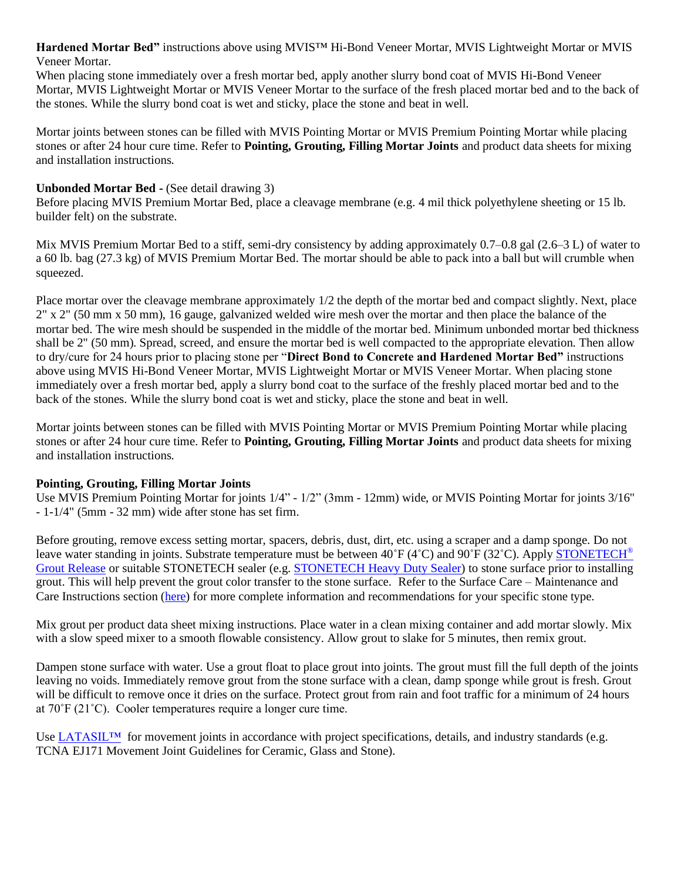**Hardened Mortar Bed"** instructions above using MVIS™ Hi-Bond Veneer Mortar, MVIS Lightweight Mortar or MVIS Veneer Mortar.
When placing stone immediately over a fresh mortar bed, apply another slurry bond coat of MVIS Hi-Bond Veneer Mortar, MVIS Lightweight Mortar or MVIS Veneer Mortar to the surface of the fresh placed mortar bed and to the back of the stones. While the slurry bond coat is wet and sticky, place the stone and beat in well.

Mortar joints between stones can be filled with MVIS Pointing Mortar or MVIS Premium Pointing Mortar while placing stones or after 24 hour cure time. Refer to **Pointing, Grouting, Filling Mortar Joints** and product data sheets for mixing and installation instructions.

**Unbonded Mortar Bed -** (See detail drawing 3)
Before placing MVIS Premium Mortar Bed, place a cleavage membrane (e.g. 4 mil thick polyethylene sheeting or 15 lb. builder felt) on the substrate.

Mix MVIS Premium Mortar Bed to a stiff, semi-dry consistency by adding approximately 0.7–0.8 gal (2.6–3 L) of water to a 60 lb. bag (27.3 kg) of MVIS Premium Mortar Bed. The mortar should be able to pack into a ball but will crumble when squeezed.

Place mortar over the cleavage membrane approximately 1/2 the depth of the mortar bed and compact slightly. Next, place 2" x 2" (50 mm x 50 mm), 16 gauge, galvanized welded wire mesh over the mortar and then place the balance of the mortar bed. The wire mesh should be suspended in the middle of the mortar bed. Minimum unbonded mortar bed thickness shall be 2" (50 mm). Spread, screed, and ensure the mortar bed is well compacted to the appropriate elevation. Then allow to dry/cure for 24 hours prior to placing stone per "**Direct Bond to Concrete and Hardened Mortar Bed"** instructions above using MVIS Hi-Bond Veneer Mortar, MVIS Lightweight Mortar or MVIS Veneer Mortar. When placing stone immediately over a fresh mortar bed, apply a slurry bond coat to the surface of the freshly placed mortar bed and to the back of the stones. While the slurry bond coat is wet and sticky, place the stone and beat in well.

Mortar joints between stones can be filled with MVIS Pointing Mortar or MVIS Premium Pointing Mortar while placing stones or after 24 hour cure time. Refer to **Pointing, Grouting, Filling Mortar Joints** and product data sheets for mixing and installation instructions.

**Pointing, Grouting, Filling Mortar Joints**
Use MVIS Premium Pointing Mortar for joints 1/4" - 1/2" (3mm - 12mm) wide, or MVIS Pointing Mortar for joints 3/16" - 1-1/4" (5mm - 32 mm) wide after stone has set firm.

Before grouting, remove excess setting mortar, spacers, debris, dust, dirt, etc. using a scraper and a damp sponge. Do not leave water standing in joints. Substrate temperature must be between 40˚F (4˚C) and 90˚F (32˚C). Apply STONETECH® Grout Release or suitable STONETECH sealer (e.g. STONETECH Heavy Duty Sealer) to stone surface prior to installing grout. This will help prevent the grout color transfer to the stone surface. Refer to the Surface Care – Maintenance and Care Instructions section (here) for more complete information and recommendations for your specific stone type.

Mix grout per product data sheet mixing instructions. Place water in a clean mixing container and add mortar slowly. Mix with a slow speed mixer to a smooth flowable consistency. Allow grout to slake for 5 minutes, then remix grout.

Dampen stone surface with water. Use a grout float to place grout into joints. The grout must fill the full depth of the joints leaving no voids. Immediately remove grout from the stone surface with a clean, damp sponge while grout is fresh. Grout will be difficult to remove once it dries on the surface. Protect grout from rain and foot traffic for a minimum of 24 hours at 70˚F (21˚C). Cooler temperatures require a longer cure time.

Use LATASIL™ for movement joints in accordance with project specifications, details, and industry standards (e.g. TCNA EJ171 Movement Joint Guidelines for Ceramic, Glass and Stone).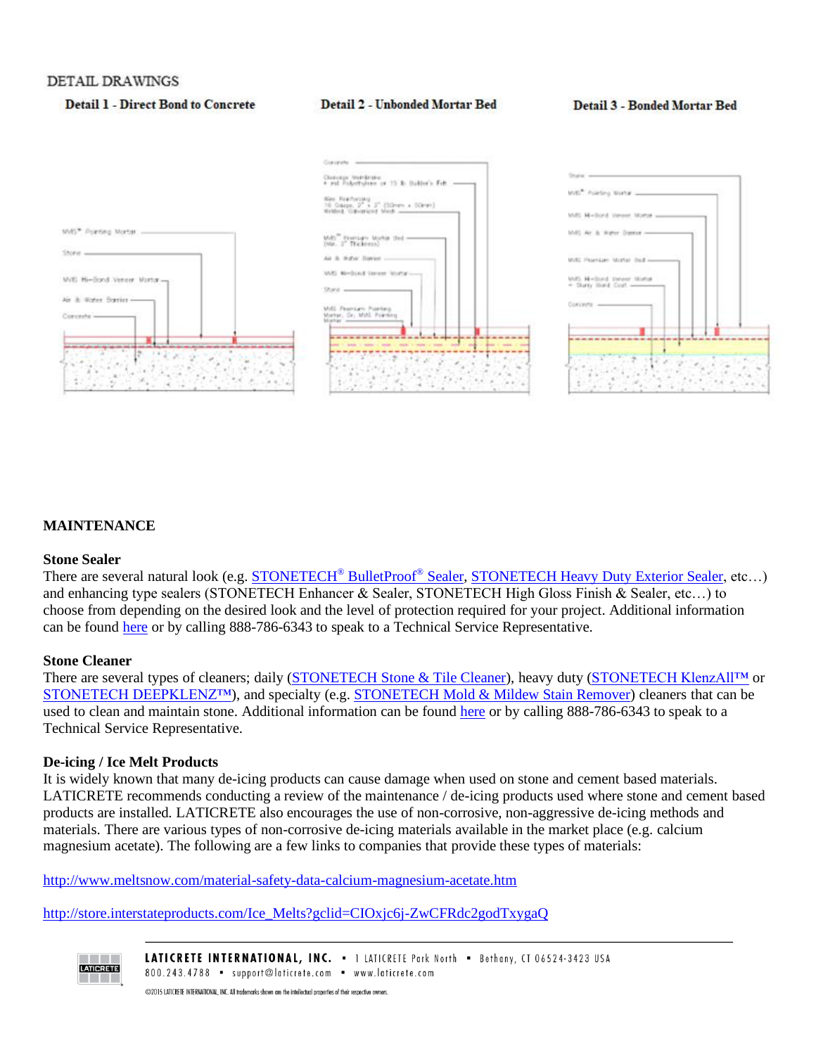## DETAIL DRAWINGS

**Detail 1 - Direct Bond to Concrete**

**Detail 2 - Unbonded Mortar Bed**

**Detail 3 - Bonded Mortar Bed**

## MAINTENANCE

**Stone Sealer**

There are several natural look (e.g. STONETECH® BulletProof® Sealer, STONETECH Heavy Duty Exterior Sealer, etc…) and enhancing type sealers (STONETECH Enhancer & Sealer, STONETECH High Gloss Finish & Sealer, etc…) to choose from depending on the desired look and the level of protection required for your project. Additional information can be found here or by calling 888-786-6343 to speak to a Technical Service Representative.

**Stone Cleaner**

There are several types of cleaners; daily (STONETECH Stone & Tile Cleaner), heavy duty (STONETECH KlenzAll™ or STONETECH DEEPKLENZ™), and specialty (e.g. STONETECH Mold & Mildew Stain Remover) cleaners that can be used to clean and maintain stone. Additional information can be found here or by calling 888-786-6343 to speak to a Technical Service Representative.

**De-icing / Ice Melt Products**

It is widely known that many de-icing products can cause damage when used on stone and cement based materials. LATICRETE recommends conducting a review of the maintenance / de-icing products used where stone and cement based products are installed. LATICRETE also encourages the use of non-corrosive, non-aggressive de-icing methods and materials. There are various types of non-corrosive de-icing materials available in the market place (e.g. calcium magnesium acetate). The following are a few links to companies that provide these types of materials:

http://www.meltsnow.com/material-safety-data-calcium-magnesium-acetate.htm

http://store.interstateproducts.com/Ice_Melts?gclid=CIOxjc6j-ZwCFRdc2godTxygaQ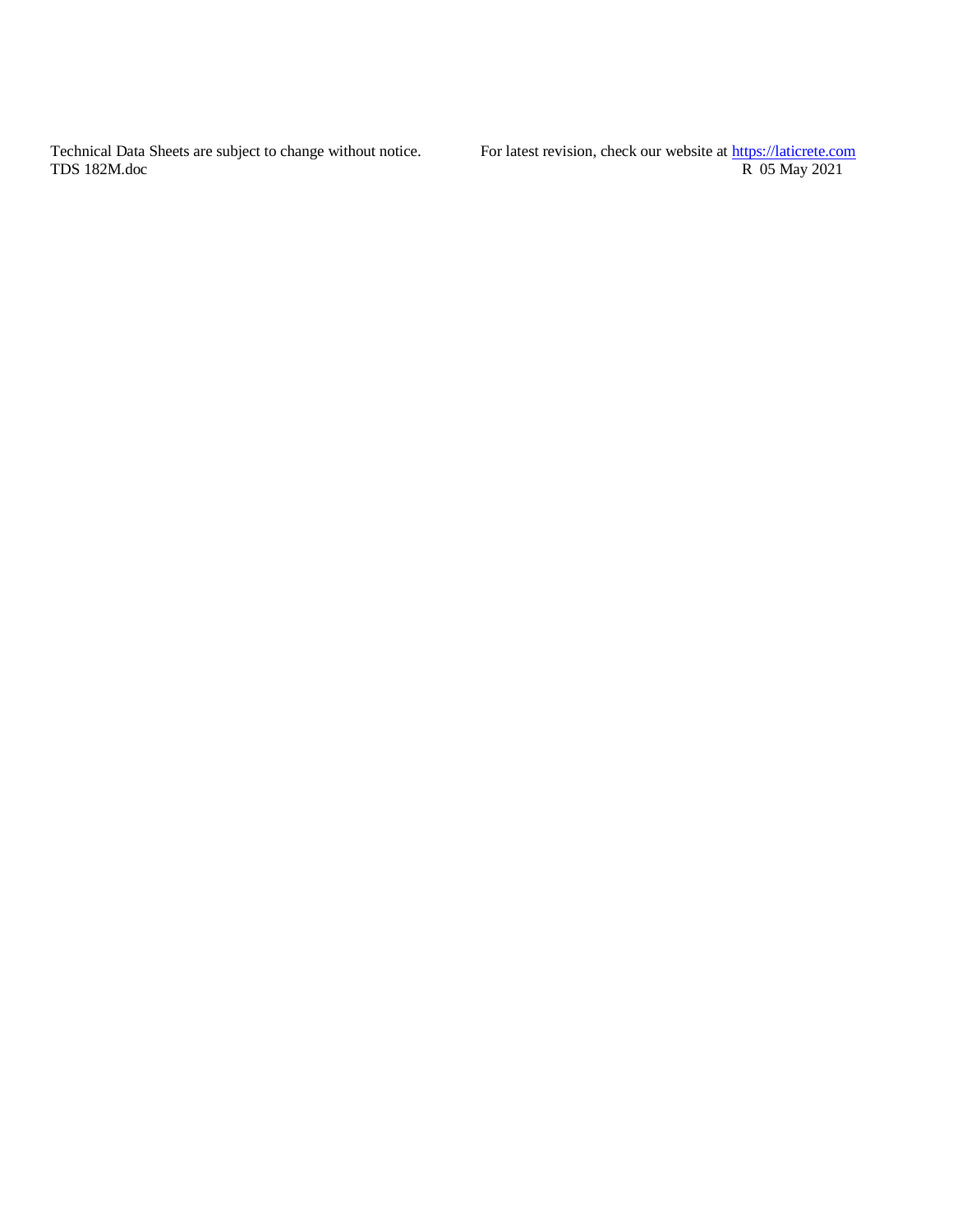Technical Data Sheets are subject to change without notice. For latest revision, check our website at [https://laticrete.com](https://laticrete.com)

TDS 182M.doc R 05 May 2021